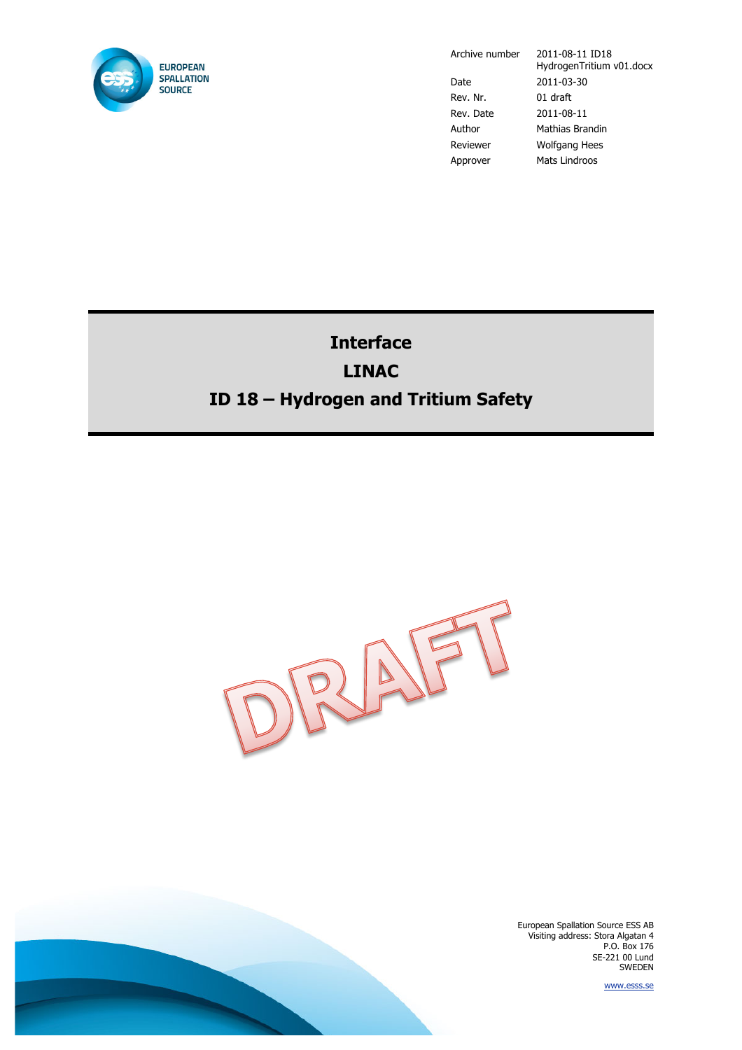EUROPEAN
SPALLATION
SOURCE

| | |
|---|---|
| Archive number | 2011-08-11 ID18 HydrogenTritium v01.docx |
| Date | 2011-03-30 |
| Rev. Nr. | 01 draft |
| Rev. Date | 2011-08-11 |
| Author | Mathias Brandin |
| Reviewer | Wolfgang Hees |
| Approver | Mats Lindroos |

# Interface

# LINAC

# ID 18 – Hydrogen and Tritium Safety

DRAFT

European Spallation Source ESS AB
Visiting address: Stora Algatan 4
P.O. Box 176
SE-221 00 Lund
SWEDEN

www.esss.se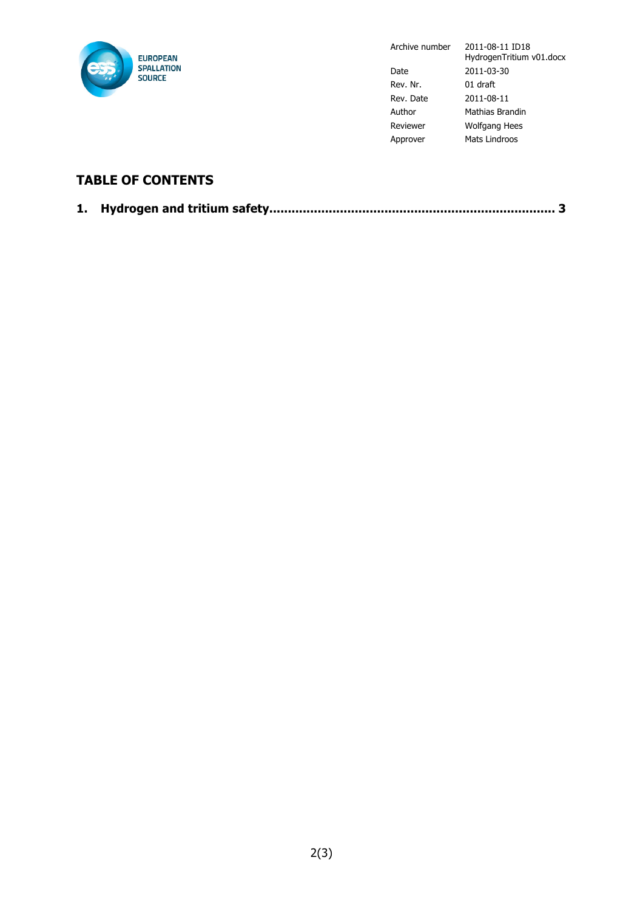| | |
|---|---|
| Archive number | 2011-08-11 ID18 HydrogenTritium v01.docx |
| Date | 2011-03-30 |
| Rev. Nr. | 01 draft |
| Rev. Date | 2011-08-11 |
| Author | Mathias Brandin |
| Reviewer | Wolfgang Hees |
| Approver | Mats Lindroos |

## TABLE OF CONTENTS

**1. Hydrogen and tritium safety........................................................................... 3**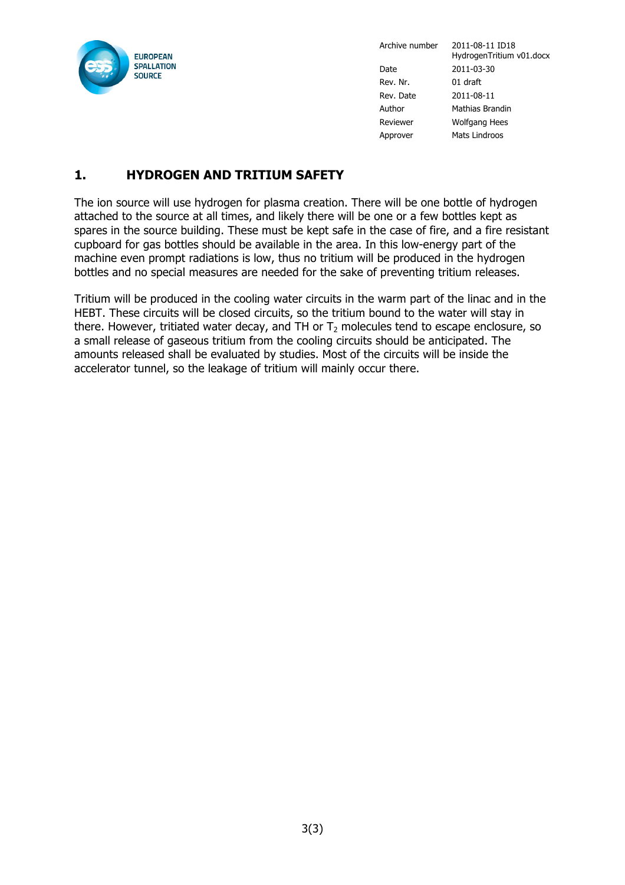| | |
|---|---|
| Archive number | 2011-08-11 ID18 HydrogenTritium v01.docx |
| Date | 2011-03-30 |
| Rev. Nr. | 01 draft |
| Rev. Date | 2011-08-11 |
| Author | Mathias Brandin |
| Reviewer | Wolfgang Hees |
| Approver | Mats Lindroos |

# 1. HYDROGEN AND TRITIUM SAFETY

The ion source will use hydrogen for plasma creation. There will be one bottle of hydrogen attached to the source at all times, and likely there will be one or a few bottles kept as spares in the source building. These must be kept safe in the case of fire, and a fire resistant cupboard for gas bottles should be available in the area. In this low-energy part of the machine even prompt radiations is low, thus no tritium will be produced in the hydrogen bottles and no special measures are needed for the sake of preventing tritium releases.

Tritium will be produced in the cooling water circuits in the warm part of the linac and in the HEBT. These circuits will be closed circuits, so the tritium bound to the water will stay in there. However, tritiated water decay, and TH or $T_2$ molecules tend to escape enclosure, so a small release of gaseous tritium from the cooling circuits should be anticipated. The amounts released shall be evaluated by studies. Most of the circuits will be inside the accelerator tunnel, so the leakage of tritium will mainly occur there.